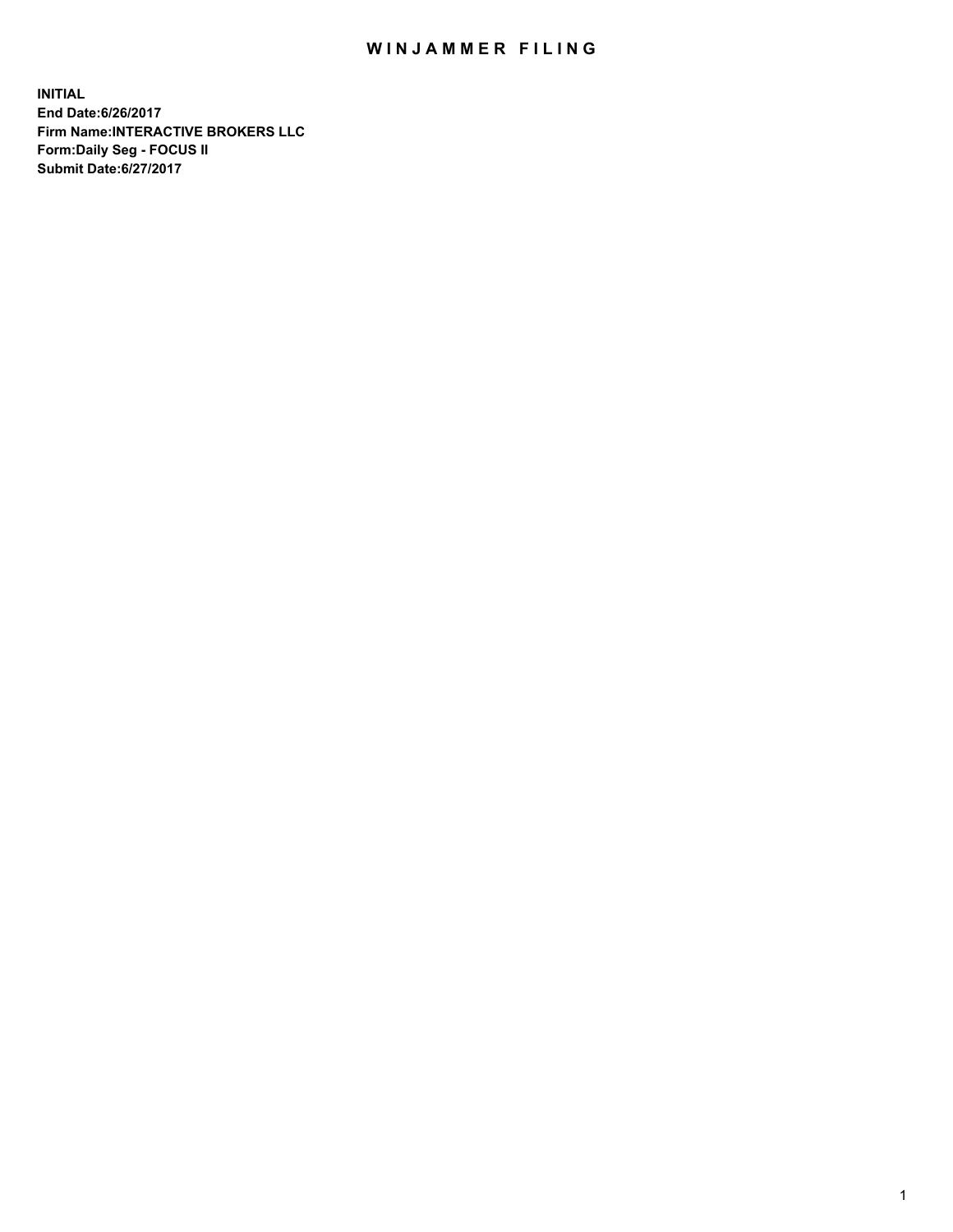# WINJAMMER FILING

**INITIAL**
**End Date:6/26/2017**
**Firm Name:INTERACTIVE BROKERS LLC**
**Form:Daily Seg - FOCUS II**
**Submit Date:6/27/2017**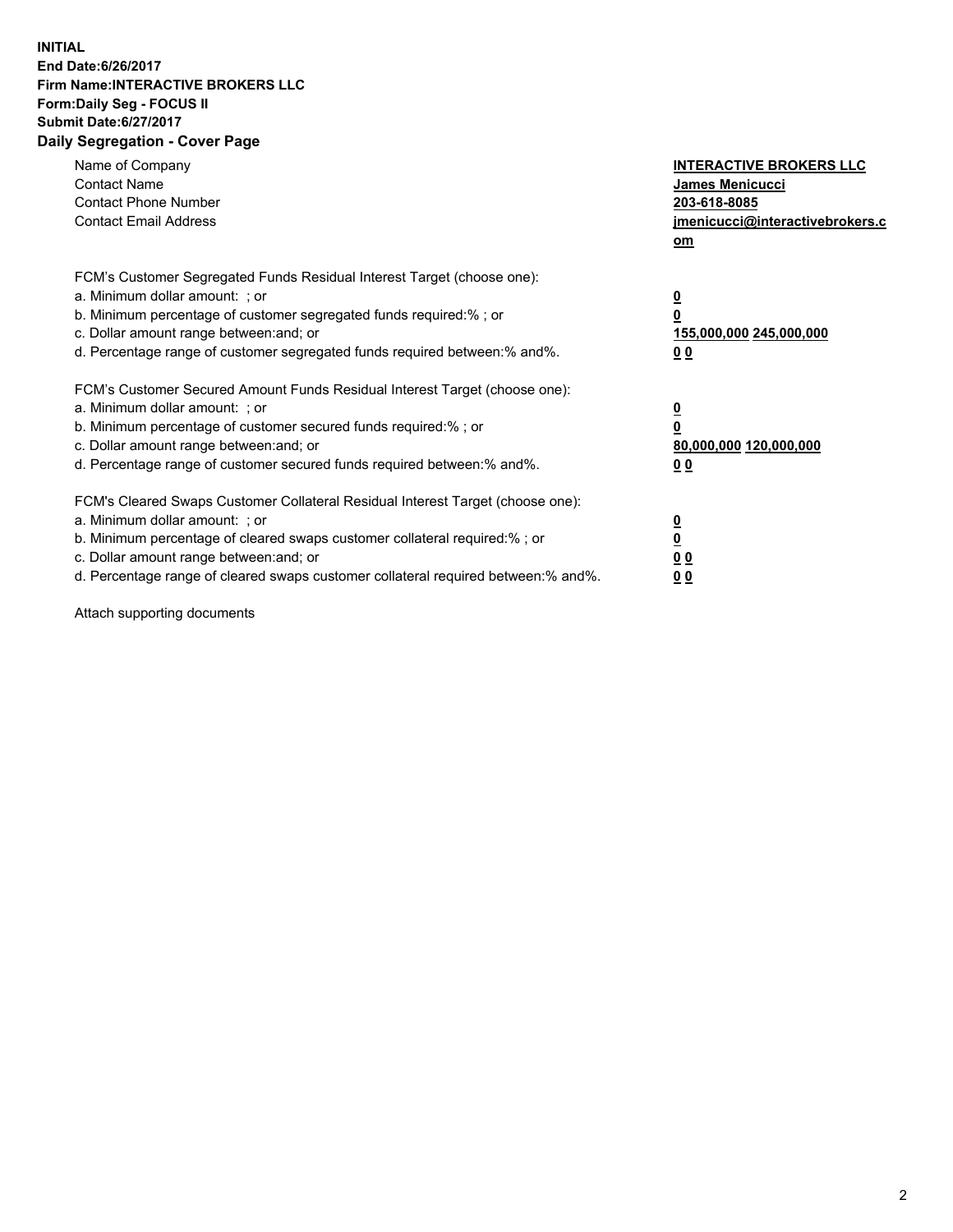**INITIAL**
**End Date:6/26/2017**
**Firm Name:INTERACTIVE BROKERS LLC**
**Form:Daily Seg - FOCUS II**
**Submit Date:6/27/2017**
**Daily Segregation - Cover Page**

| | |
|---|---|
| Name of Company | **INTERACTIVE BROKERS LLC** |
| Contact Name | **James Menicucci** |
| Contact Phone Number | **203-618-8085** |
| Contact Email Address | **jmenicucci@interactivebrokers.com** |

FCM's Customer Segregated Funds Residual Interest Target (choose one):

| | |
|---|---|
| a. Minimum dollar amount: ; or | **0** |
| b. Minimum percentage of customer segregated funds required:% ; or | **0** |
| c. Dollar amount range between:and; or | **155,000,000 245,000,000** |
| d. Percentage range of customer segregated funds required between:% and%. | **0 0** |

FCM's Customer Secured Amount Funds Residual Interest Target (choose one):

| | |
|---|---|
| a. Minimum dollar amount: ; or | **0** |
| b. Minimum percentage of customer secured funds required:% ; or | **0** |
| c. Dollar amount range between:and; or | **80,000,000 120,000,000** |
| d. Percentage range of customer secured funds required between:% and%. | **0 0** |

FCM's Cleared Swaps Customer Collateral Residual Interest Target (choose one):

| | |
|---|---|
| a. Minimum dollar amount: ; or | **0** |
| b. Minimum percentage of cleared swaps customer collateral required:% ; or | **0** |
| c. Dollar amount range between:and; or | **0 0** |
| d. Percentage range of cleared swaps customer collateral required between:% and%. | **0 0** |

Attach supporting documents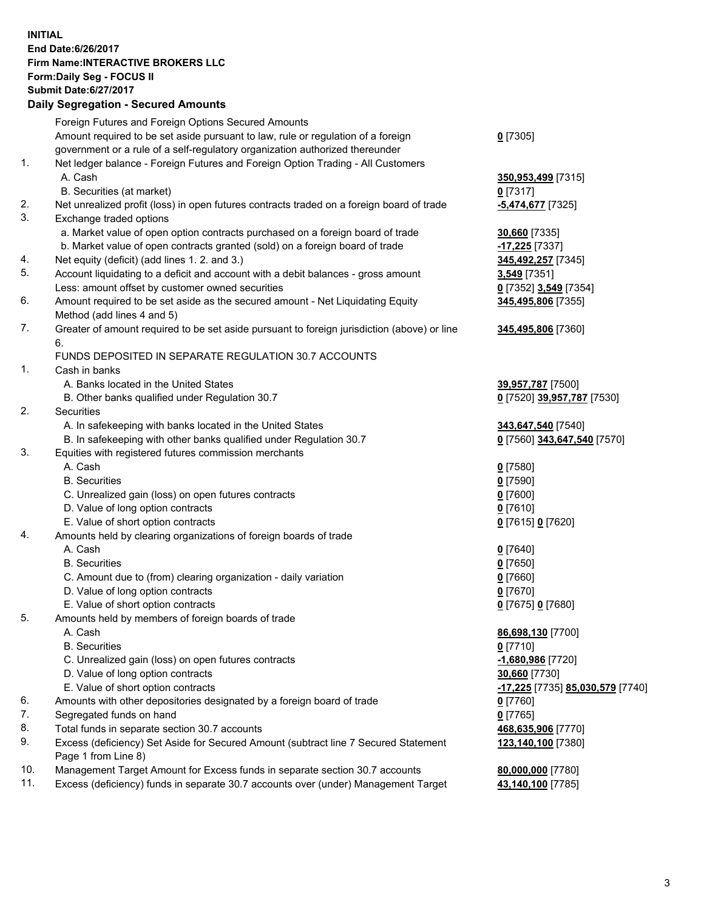**INITIAL**
**End Date:6/26/2017**
**Firm Name:INTERACTIVE BROKERS LLC**
**Form:Daily Seg - FOCUS II**
**Submit Date:6/27/2017**
**Daily Segregation - Secured Amounts**

| | | |
|---|---|---|
| | Foreign Futures and Foreign Options Secured Amounts | |
| | Amount required to be set aside pursuant to law, rule or regulation of a foreign government or a rule of a self-regulatory organization authorized thereunder | 0 [7305] |
| 1. | Net ledger balance - Foreign Futures and Foreign Option Trading - All Customers | |
| | A. Cash | 350,953,499 [7315] |
| | B. Securities (at market) | 0 [7317] |
| 2. | Net unrealized profit (loss) in open futures contracts traded on a foreign board of trade | -5,474,677 [7325] |
| 3. | Exchange traded options | |
| | a. Market value of open option contracts purchased on a foreign board of trade | 30,660 [7335] |
| | b. Market value of open contracts granted (sold) on a foreign board of trade | -17,225 [7337] |
| 4. | Net equity (deficit) (add lines 1. 2. and 3.) | 345,492,257 [7345] |
| 5. | Account liquidating to a deficit and account with a debit balances - gross amount | 3,549 [7351] |
| | Less: amount offset by customer owned securities | 0 [7352] 3,549 [7354] |
| 6. | Amount required to be set aside as the secured amount - Net Liquidating Equity Method (add lines 4 and 5) | 345,495,806 [7355] |
| 7. | Greater of amount required to be set aside pursuant to foreign jurisdiction (above) or line 6. | 345,495,806 [7360] |
| | FUNDS DEPOSITED IN SEPARATE REGULATION 30.7 ACCOUNTS | |
| 1. | Cash in banks | |
| | A. Banks located in the United States | 39,957,787 [7500] |
| | B. Other banks qualified under Regulation 30.7 | 0 [7520] 39,957,787 [7530] |
| 2. | Securities | |
| | A. In safekeeping with banks located in the United States | 343,647,540 [7540] |
| | B. In safekeeping with other banks qualified under Regulation 30.7 | 0 [7560] 343,647,540 [7570] |
| 3. | Equities with registered futures commission merchants | |
| | A. Cash | 0 [7580] |
| | B. Securities | 0 [7590] |
| | C. Unrealized gain (loss) on open futures contracts | 0 [7600] |
| | D. Value of long option contracts | 0 [7610] |
| | E. Value of short option contracts | 0 [7615] 0 [7620] |
| 4. | Amounts held by clearing organizations of foreign boards of trade | |
| | A. Cash | 0 [7640] |
| | B. Securities | 0 [7650] |
| | C. Amount due to (from) clearing organization - daily variation | 0 [7660] |
| | D. Value of long option contracts | 0 [7670] |
| | E. Value of short option contracts | 0 [7675] 0 [7680] |
| 5. | Amounts held by members of foreign boards of trade | |
| | A. Cash | 86,698,130 [7700] |
| | B. Securities | 0 [7710] |
| | C. Unrealized gain (loss) on open futures contracts | -1,680,986 [7720] |
| | D. Value of long option contracts | 30,660 [7730] |
| | E. Value of short option contracts | -17,225 [7735] 85,030,579 [7740] |
| 6. | Amounts with other depositories designated by a foreign board of trade | 0 [7760] |
| 7. | Segregated funds on hand | 0 [7765] |
| 8. | Total funds in separate section 30.7 accounts | 468,635,906 [7770] |
| 9. | Excess (deficiency) Set Aside for Secured Amount (subtract line 7 Secured Statement Page 1 from Line 8) | 123,140,100 [7380] |
| 10. | Management Target Amount for Excess funds in separate section 30.7 accounts | 80,000,000 [7780] |
| 11. | Excess (deficiency) funds in separate 30.7 accounts over (under) Management Target | 43,140,100 [7785] |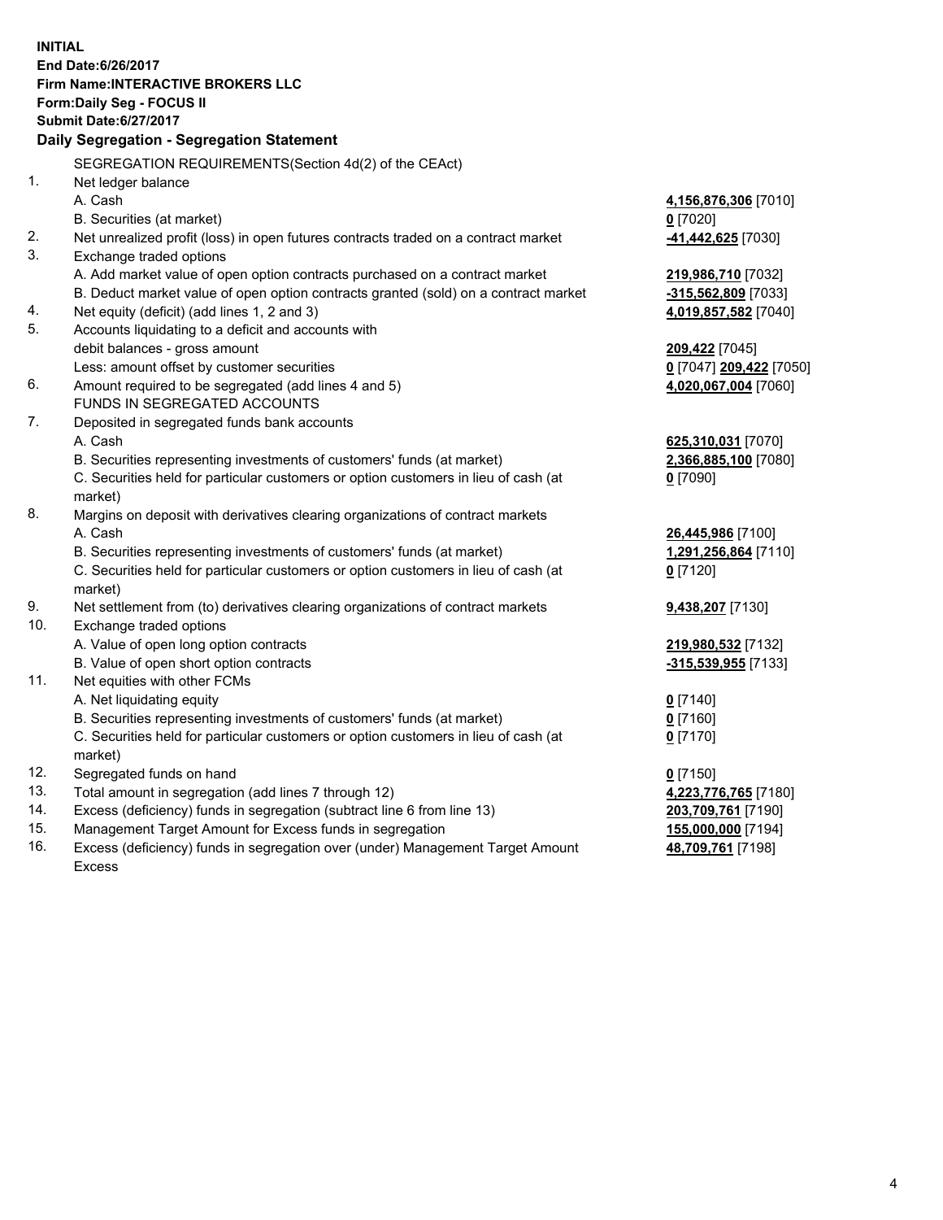**INITIAL**
**End Date:6/26/2017**
**Firm Name:INTERACTIVE BROKERS LLC**
**Form:Daily Seg - FOCUS II**
**Submit Date:6/27/2017**

## Daily Segregation - Segregation Statement

| | | |
|---|---|---|
| | SEGREGATION REQUIREMENTS(Section 4d(2) of the CEAct) | |
| 1. | Net ledger balance | |
| | A. Cash | **4,156,876,306** [7010] |
| | B. Securities (at market) | **0** [7020] |
| 2. | Net unrealized profit (loss) in open futures contracts traded on a contract market | **-41,442,625** [7030] |
| 3. | Exchange traded options | |
| | A. Add market value of open option contracts purchased on a contract market | **219,986,710** [7032] |
| | B. Deduct market value of open option contracts granted (sold) on a contract market | **-315,562,809** [7033] |
| 4. | Net equity (deficit) (add lines 1, 2 and 3) | **4,019,857,582** [7040] |
| 5. | Accounts liquidating to a deficit and accounts with debit balances - gross amount | **209,422** [7045] |
| | Less: amount offset by customer securities | **0** [7047] **209,422** [7050] |
| 6. | Amount required to be segregated (add lines 4 and 5) | **4,020,067,004** [7060] |
| | FUNDS IN SEGREGATED ACCOUNTS | |
| 7. | Deposited in segregated funds bank accounts | |
| | A. Cash | **625,310,031** [7070] |
| | B. Securities representing investments of customers' funds (at market) | **2,366,885,100** [7080] |
| | C. Securities held for particular customers or option customers in lieu of cash (at market) | **0** [7090] |
| 8. | Margins on deposit with derivatives clearing organizations of contract markets | |
| | A. Cash | **26,445,986** [7100] |
| | B. Securities representing investments of customers' funds (at market) | **1,291,256,864** [7110] |
| | C. Securities held for particular customers or option customers in lieu of cash (at market) | **0** [7120] |
| 9. | Net settlement from (to) derivatives clearing organizations of contract markets | **9,438,207** [7130] |
| 10. | Exchange traded options | |
| | A. Value of open long option contracts | **219,980,532** [7132] |
| | B. Value of open short option contracts | **-315,539,955** [7133] |
| 11. | Net equities with other FCMs | |
| | A. Net liquidating equity | **0** [7140] |
| | B. Securities representing investments of customers' funds (at market) | **0** [7160] |
| | C. Securities held for particular customers or option customers in lieu of cash (at market) | **0** [7170] |
| 12. | Segregated funds on hand | **0** [7150] |
| 13. | Total amount in segregation (add lines 7 through 12) | **4,223,776,765** [7180] |
| 14. | Excess (deficiency) funds in segregation (subtract line 6 from line 13) | **203,709,761** [7190] |
| 15. | Management Target Amount for Excess funds in segregation | **155,000,000** [7194] |
| 16. | Excess (deficiency) funds in segregation over (under) Management Target Amount Excess | **48,709,761** [7198] |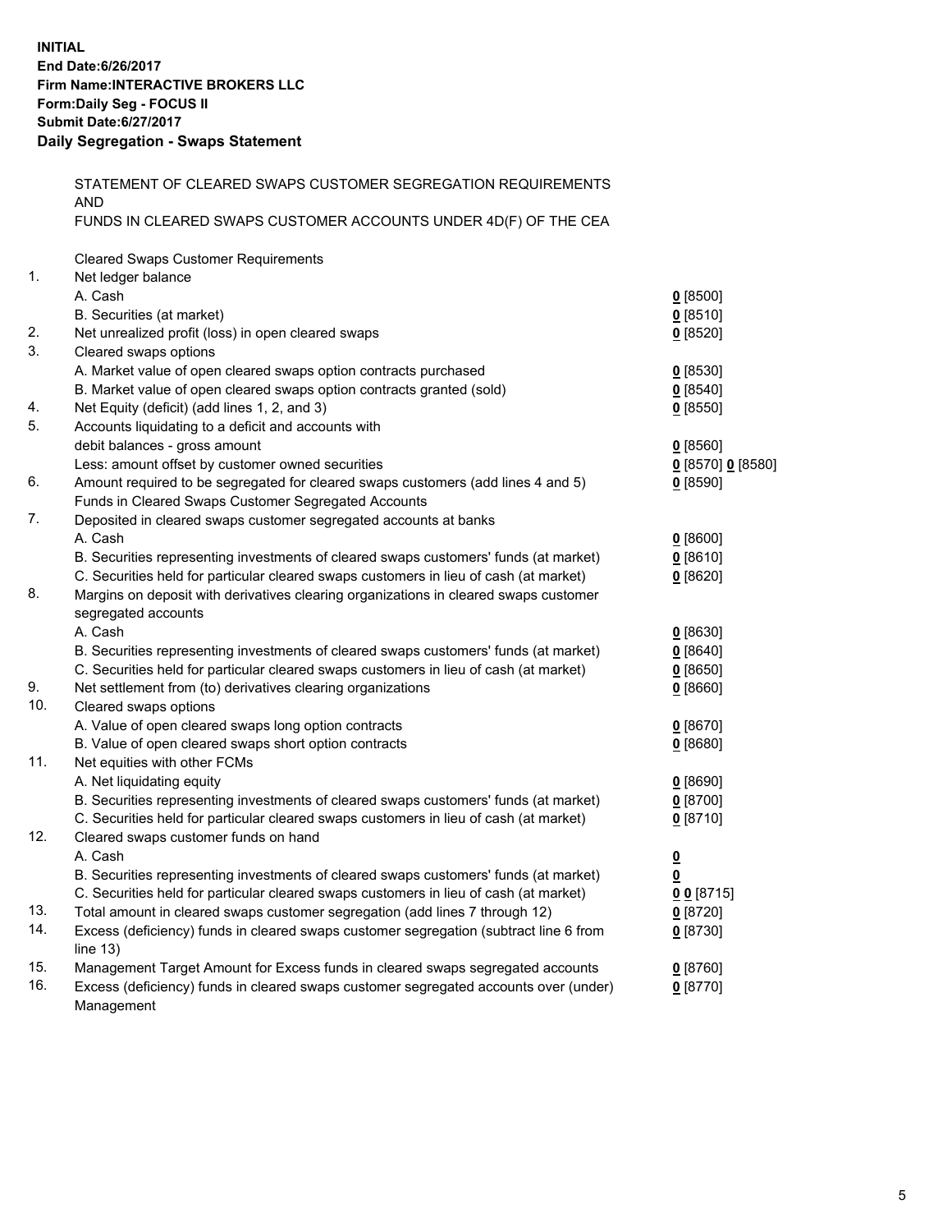**INITIAL**
**End Date:6/26/2017**
**Firm Name:INTERACTIVE BROKERS LLC**
**Form:Daily Seg - FOCUS II**
**Submit Date:6/27/2017**
**Daily Segregation - Swaps Statement**

STATEMENT OF CLEARED SWAPS CUSTOMER SEGREGATION REQUIREMENTS AND FUNDS IN CLEARED SWAPS CUSTOMER ACCOUNTS UNDER 4D(F) OF THE CEA

| | | |
|---|---|---|
| | Cleared Swaps Customer Requirements | |
| 1. | Net ledger balance | |
| | A. Cash | 0 [8500] |
| | B. Securities (at market) | 0 [8510] |
| 2. | Net unrealized profit (loss) in open cleared swaps | 0 [8520] |
| 3. | Cleared swaps options | |
| | A. Market value of open cleared swaps option contracts purchased | 0 [8530] |
| | B. Market value of open cleared swaps option contracts granted (sold) | 0 [8540] |
| 4. | Net Equity (deficit) (add lines 1, 2, and 3) | 0 [8550] |
| 5. | Accounts liquidating to a deficit and accounts with debit balances - gross amount | 0 [8560] |
| | Less: amount offset by customer owned securities | 0 [8570] 0 [8580] |
| 6. | Amount required to be segregated for cleared swaps customers (add lines 4 and 5) | 0 [8590] |
| | Funds in Cleared Swaps Customer Segregated Accounts | |
| 7. | Deposited in cleared swaps customer segregated accounts at banks | |
| | A. Cash | 0 [8600] |
| | B. Securities representing investments of cleared swaps customers' funds (at market) | 0 [8610] |
| | C. Securities held for particular cleared swaps customers in lieu of cash (at market) | 0 [8620] |
| 8. | Margins on deposit with derivatives clearing organizations in cleared swaps customer segregated accounts | |
| | A. Cash | 0 [8630] |
| | B. Securities representing investments of cleared swaps customers' funds (at market) | 0 [8640] |
| | C. Securities held for particular cleared swaps customers in lieu of cash (at market) | 0 [8650] |
| 9. | Net settlement from (to) derivatives clearing organizations | 0 [8660] |
| 10. | Cleared swaps options | |
| | A. Value of open cleared swaps long option contracts | 0 [8670] |
| | B. Value of open cleared swaps short option contracts | 0 [8680] |
| 11. | Net equities with other FCMs | |
| | A. Net liquidating equity | 0 [8690] |
| | B. Securities representing investments of cleared swaps customers' funds (at market) | 0 [8700] |
| | C. Securities held for particular cleared swaps customers in lieu of cash (at market) | 0 [8710] |
| 12. | Cleared swaps customer funds on hand | |
| | A. Cash | 0 |
| | B. Securities representing investments of cleared swaps customers' funds (at market) | 0 |
| | C. Securities held for particular cleared swaps customers in lieu of cash (at market) | 0 0 [8715] |
| 13. | Total amount in cleared swaps customer segregation (add lines 7 through 12) | 0 [8720] |
| 14. | Excess (deficiency) funds in cleared swaps customer segregation (subtract line 6 from line 13) | 0 [8730] |
| 15. | Management Target Amount for Excess funds in cleared swaps segregated accounts | 0 [8760] |
| 16. | Excess (deficiency) funds in cleared swaps customer segregated accounts over (under) Management | 0 [8770] |